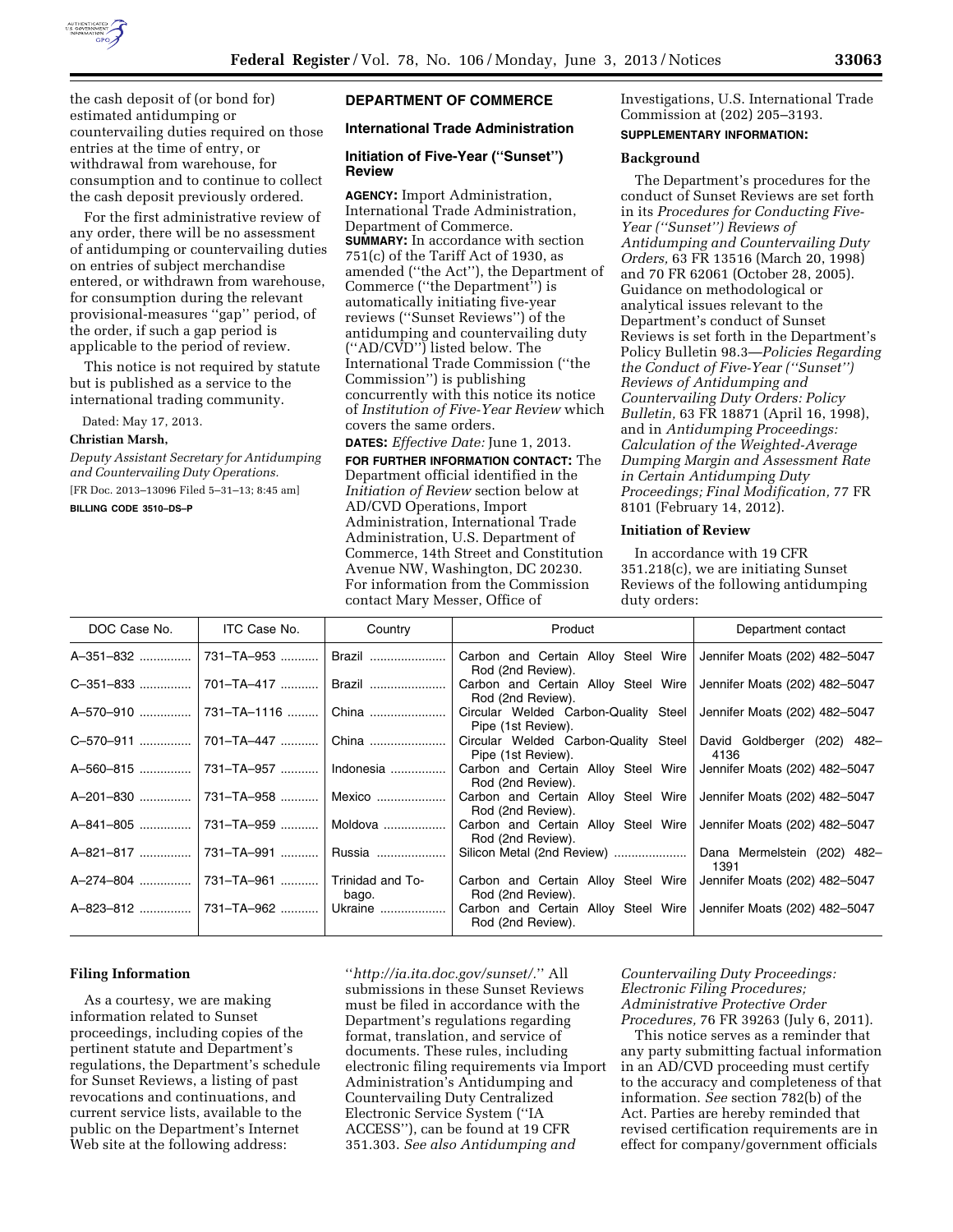the cash deposit of (or bond for) estimated antidumping or countervailing duties required on those entries at the time of entry, or withdrawal from warehouse, for consumption and to continue to collect the cash deposit previously ordered.

For the first administrative review of any order, there will be no assessment of antidumping or countervailing duties on entries of subject merchandise entered, or withdrawn from warehouse, for consumption during the relevant provisional-measures "gap" period, of the order, if such a gap period is applicable to the period of review.

This notice is not required by statute but is published as a service to the international trading community.

Dated: May 17, 2013.

**Christian Marsh,**

*Deputy Assistant Secretary for Antidumping and Countervailing Duty Operations.*

[FR Doc. 2013–13096 Filed 5–31–13; 8:45 am]

**BILLING CODE 3510–DS–P**

## DEPARTMENT OF COMMERCE

### International Trade Administration

### Initiation of Five-Year ("Sunset") Review

**AGENCY:** Import Administration, International Trade Administration, Department of Commerce.

**SUMMARY:** In accordance with section 751(c) of the Tariff Act of 1930, as amended ("the Act"), the Department of Commerce ("the Department") is automatically initiating five-year reviews ("Sunset Reviews") of the antidumping and countervailing duty ("AD/CVD") listed below. The International Trade Commission ("the Commission") is publishing concurrently with this notice its notice of *Institution of Five-Year Review* which covers the same orders.

**DATES:** *Effective Date:* June 1, 2013.

**FOR FURTHER INFORMATION CONTACT:** The Department official identified in the *Initiation of Review* section below at AD/CVD Operations, Import Administration, International Trade Administration, U.S. Department of Commerce, 14th Street and Constitution Avenue NW, Washington, DC 20230. For information from the Commission contact Mary Messer, Office of Investigations, U.S. International Trade Commission at (202) 205–3193.

**SUPPLEMENTARY INFORMATION:**

### Background

The Department's procedures for the conduct of Sunset Reviews are set forth in its *Procedures for Conducting Five-Year ("Sunset") Reviews of Antidumping and Countervailing Duty Orders,* 63 FR 13516 (March 20, 1998) and 70 FR 62061 (October 28, 2005). Guidance on methodological or analytical issues relevant to the Department's conduct of Sunset Reviews is set forth in the Department's Policy Bulletin 98.3—*Policies Regarding the Conduct of Five-Year ("Sunset") Reviews of Antidumping and Countervailing Duty Orders: Policy Bulletin,* 63 FR 18871 (April 16, 1998), and in *Antidumping Proceedings: Calculation of the Weighted-Average Dumping Margin and Assessment Rate in Certain Antidumping Duty Proceedings; Final Modification,* 77 FR 8101 (February 14, 2012).

### Initiation of Review

In accordance with 19 CFR 351.218(c), we are initiating Sunset Reviews of the following antidumping duty orders:

| DOC Case No. | ITC Case No. | Country | Product | Department contact |
|---|---|---|---|---|
| A–351–832 | 731–TA–953 | Brazil | Carbon and Certain Alloy Steel Wire Rod (2nd Review). | Jennifer Moats (202) 482–5047 |
| C–351–833 | 701–TA–417 | Brazil | Carbon and Certain Alloy Steel Wire Rod (2nd Review). | Jennifer Moats (202) 482–5047 |
| A–570–910 | 731–TA–1116 | China | Circular Welded Carbon-Quality Steel Pipe (1st Review). | Jennifer Moats (202) 482–5047 |
| C–570–911 | 701–TA–447 | China | Circular Welded Carbon-Quality Steel Pipe (1st Review). | David Goldberger (202) 482–4136 |
| A–560–815 | 731–TA–957 | Indonesia | Carbon and Certain Alloy Steel Wire Rod (2nd Review). | Jennifer Moats (202) 482–5047 |
| A–201–830 | 731–TA–958 | Mexico | Carbon and Certain Alloy Steel Wire Rod (2nd Review). | Jennifer Moats (202) 482–5047 |
| A–841–805 | 731–TA–959 | Moldova | Carbon and Certain Alloy Steel Wire Rod (2nd Review). | Jennifer Moats (202) 482–5047 |
| A–821–817 | 731–TA–991 | Russia | Silicon Metal (2nd Review) | Dana Mermelstein (202) 482–1391 |
| A–274–804 | 731–TA–961 | Trinidad and Tobago. | Carbon and Certain Alloy Steel Wire Rod (2nd Review). | Jennifer Moats (202) 482–5047 |
| A–823–812 | 731–TA–962 | Ukraine | Carbon and Certain Alloy Steel Wire Rod (2nd Review). | Jennifer Moats (202) 482–5047 |

### Filing Information

As a courtesy, we are making information related to Sunset proceedings, including copies of the pertinent statute and Department's regulations, the Department's schedule for Sunset Reviews, a listing of past revocations and continuations, and current service lists, available to the public on the Department's Internet Web site at the following address: "*http://ia.ita.doc.gov/sunset/.*" All submissions in these Sunset Reviews must be filed in accordance with the Department's regulations regarding format, translation, and service of documents. These rules, including electronic filing requirements via Import Administration's Antidumping and Countervailing Duty Centralized Electronic Service System ("IA ACCESS"), can be found at 19 CFR 351.303. *See also Antidumping and Countervailing Duty Proceedings: Electronic Filing Procedures; Administrative Protective Order Procedures,* 76 FR 39263 (July 6, 2011).

This notice serves as a reminder that any party submitting factual information in an AD/CVD proceeding must certify to the accuracy and completeness of that information. *See* section 782(b) of the Act. Parties are hereby reminded that revised certification requirements are in effect for company/government officials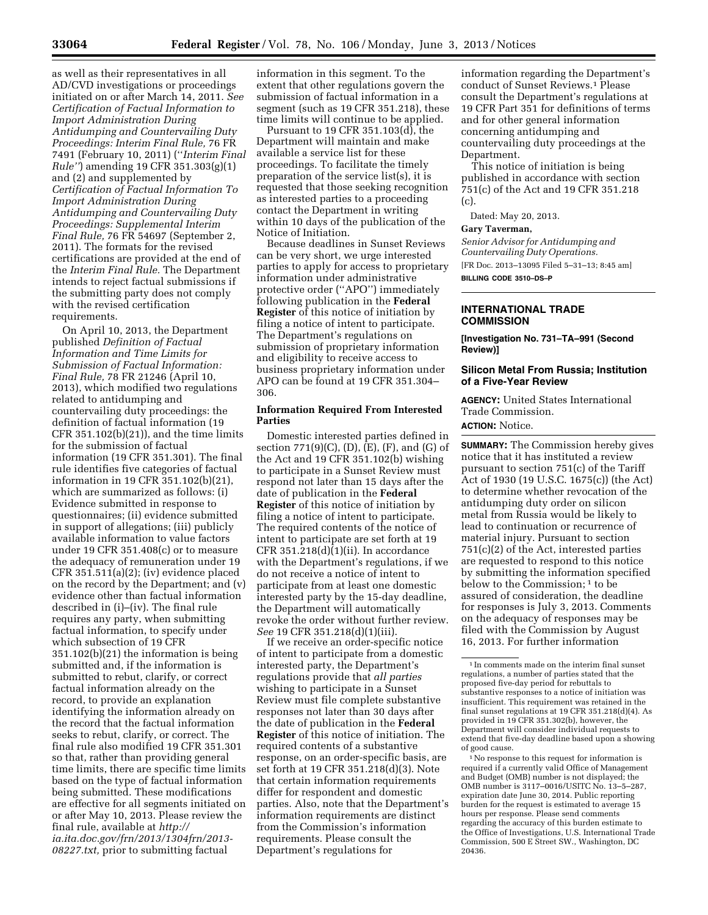as well as their representatives in all AD/CVD investigations or proceedings initiated on or after March 14, 2011. *See Certification of Factual Information to Import Administration During Antidumping and Countervailing Duty Proceedings: Interim Final Rule,* 76 FR 7491 (February 10, 2011) (''*Interim Final Rule''*) amending 19 CFR 351.303(g)(1) and (2) and supplemented by *Certification of Factual Information To Import Administration During Antidumping and Countervailing Duty Proceedings: Supplemental Interim Final Rule,* 76 FR 54697 (September 2, 2011). The formats for the revised certifications are provided at the end of the *Interim Final Rule.* The Department intends to reject factual submissions if the submitting party does not comply with the revised certification requirements.

On April 10, 2013, the Department published *Definition of Factual Information and Time Limits for Submission of Factual Information: Final Rule,* 78 FR 21246 (April 10, 2013), which modified two regulations related to antidumping and countervailing duty proceedings: the definition of factual information (19 CFR 351.102(b)(21)), and the time limits for the submission of factual information (19 CFR 351.301). The final rule identifies five categories of factual information in 19 CFR 351.102(b)(21), which are summarized as follows: (i) Evidence submitted in response to questionnaires; (ii) evidence submitted in support of allegations; (iii) publicly available information to value factors under 19 CFR 351.408(c) or to measure the adequacy of remuneration under 19 CFR 351.511(a)(2); (iv) evidence placed on the record by the Department; and (v) evidence other than factual information described in (i)–(iv). The final rule requires any party, when submitting factual information, to specify under which subsection of 19 CFR 351.102(b)(21) the information is being submitted and, if the information is submitted to rebut, clarify, or correct factual information already on the record, to provide an explanation identifying the information already on the record that the factual information seeks to rebut, clarify, or correct. The final rule also modified 19 CFR 351.301 so that, rather than providing general time limits, there are specific time limits based on the type of factual information being submitted. These modifications are effective for all segments initiated on or after May 10, 2013. Please review the final rule, available at *http://ia.ita.doc.gov/frn/2013/1304frn/2013-08227.txt,* prior to submitting factual information in this segment. To the extent that other regulations govern the submission of factual information in a segment (such as 19 CFR 351.218), these time limits will continue to be applied.

Pursuant to 19 CFR 351.103(d), the Department will maintain and make available a service list for these proceedings. To facilitate the timely preparation of the service list(s), it is requested that those seeking recognition as interested parties to a proceeding contact the Department in writing within 10 days of the publication of the Notice of Initiation.

Because deadlines in Sunset Reviews can be very short, we urge interested parties to apply for access to proprietary information under administrative protective order (''APO'') immediately following publication in the **Federal Register** of this notice of initiation by filing a notice of intent to participate. The Department's regulations on submission of proprietary information and eligibility to receive access to business proprietary information under APO can be found at 19 CFR 351.304–306.

**Information Required From Interested Parties**

Domestic interested parties defined in section 771(9)(C), (D), (E), (F), and (G) of the Act and 19 CFR 351.102(b) wishing to participate in a Sunset Review must respond not later than 15 days after the date of publication in the **Federal Register** of this notice of initiation by filing a notice of intent to participate. The required contents of the notice of intent to participate are set forth at 19 CFR 351.218(d)(1)(ii). In accordance with the Department's regulations, if we do not receive a notice of intent to participate from at least one domestic interested party by the 15-day deadline, the Department will automatically revoke the order without further review. *See* 19 CFR 351.218(d)(1)(iii).

If we receive an order-specific notice of intent to participate from a domestic interested party, the Department's regulations provide that *all parties* wishing to participate in a Sunset Review must file complete substantive responses not later than 30 days after the date of publication in the **Federal Register** of this notice of initiation. The required contents of a substantive response, on an order-specific basis, are set forth at 19 CFR 351.218(d)(3). Note that certain information requirements differ for respondent and domestic parties. Also, note that the Department's information requirements are distinct from the Commission's information requirements. Please consult the Department's regulations for information regarding the Department's conduct of Sunset Reviews.[1] Please consult the Department's regulations at 19 CFR Part 351 for definitions of terms and for other general information concerning antidumping and countervailing duty proceedings at the Department.

This notice of initiation is being published in accordance with section 751(c) of the Act and 19 CFR 351.218 (c).

Dated: May 20, 2013.

**Gary Taverman,**

*Senior Advisor for Antidumping and Countervailing Duty Operations.*

[FR Doc. 2013–13095 Filed 5–31–13; 8:45 am]

**BILLING CODE 3510–DS–P**

[1] In comments made on the interim final sunset regulations, a number of parties stated that the proposed five-day period for rebuttals to substantive responses to a notice of initiation was insufficient. This requirement was retained in the final sunset regulations at 19 CFR 351.218(d)(4). As provided in 19 CFR 351.302(b), however, the Department will consider individual requests to extend that five-day deadline based upon a showing of good cause.

## INTERNATIONAL TRADE COMMISSION

**[Investigation No. 731–TA–991 (Second Review)]**

### Silicon Metal From Russia; Institution of a Five-Year Review

**AGENCY:** United States International Trade Commission.

**ACTION:** Notice.

**SUMMARY:** The Commission hereby gives notice that it has instituted a review pursuant to section 751(c) of the Tariff Act of 1930 (19 U.S.C. 1675(c)) (the Act) to determine whether revocation of the antidumping duty order on silicon metal from Russia would be likely to lead to continuation or recurrence of material injury. Pursuant to section 751(c)(2) of the Act, interested parties are requested to respond to this notice by submitting the information specified below to the Commission;[1] to be assured of consideration, the deadline for responses is July 3, 2013. Comments on the adequacy of responses may be filed with the Commission by August 16, 2013. For further information

[1] No response to this request for information is required if a currently valid Office of Management and Budget (OMB) number is not displayed; the OMB number is 3117–0016/USITC No. 13–5–287, expiration date June 30, 2014. Public reporting burden for the request is estimated to average 15 hours per response. Please send comments regarding the accuracy of this burden estimate to the Office of Investigations, U.S. International Trade Commission, 500 E Street SW., Washington, DC 20436.